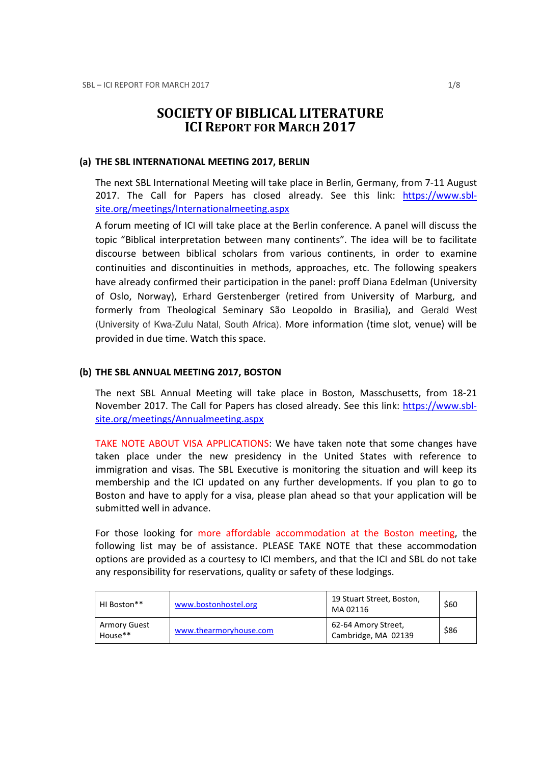# SOCIETY OF BIBLICAL LITERATURE
# ICI REPORT FOR MARCH 2017

## (a) THE SBL INTERNATIONAL MEETING 2017, BERLIN

The next SBL International Meeting will take place in Berlin, Germany, from 7-11 August 2017. The Call for Papers has closed already. See this link: [https://www.sbl-site.org/meetings/Internationalmeeting.aspx](https://www.sbl-site.org/meetings/Internationalmeeting.aspx)

A forum meeting of ICI will take place at the Berlin conference. A panel will discuss the topic "Biblical interpretation between many continents". The idea will be to facilitate discourse between biblical scholars from various continents, in order to examine continuities and discontinuities in methods, approaches, etc. The following speakers have already confirmed their participation in the panel: proff Diana Edelman (University of Oslo, Norway), Erhard Gerstenberger (retired from University of Marburg, and formerly from Theological Seminary São Leopoldo in Brasilia), and Gerald West (University of Kwa-Zulu Natal, South Africa). More information (time slot, venue) will be provided in due time. Watch this space.

## (b) THE SBL ANNUAL MEETING 2017, BOSTON

The next SBL Annual Meeting will take place in Boston, Masschusetts, from 18-21 November 2017. The Call for Papers has closed already. See this link: [https://www.sbl-site.org/meetings/Annualmeeting.aspx](https://www.sbl-site.org/meetings/Annualmeeting.aspx)

TAKE NOTE ABOUT VISA APPLICATIONS: We have taken note that some changes have taken place under the new presidency in the United States with reference to immigration and visas. The SBL Executive is monitoring the situation and will keep its membership and the ICI updated on any further developments. If you plan to go to Boston and have to apply for a visa, please plan ahead so that your application will be submitted well in advance.

For those looking for more affordable accommodation at the Boston meeting, the following list may be of assistance. PLEASE TAKE NOTE that these accommodation options are provided as a courtesy to ICI members, and that the ICI and SBL do not take any responsibility for reservations, quality or safety of these lodgings.

| | | | |
|---|---|---|---|
| HI Boston** | [www.bostonhostel.org](http://www.bostonhostel.org) | 19 Stuart Street, Boston, MA 02116 | $60 |
| Armory Guest House** | [www.thearmoryhouse.com](http://www.thearmoryhouse.com) | 62-64 Amory Street, Cambridge, MA 02139 | $86 |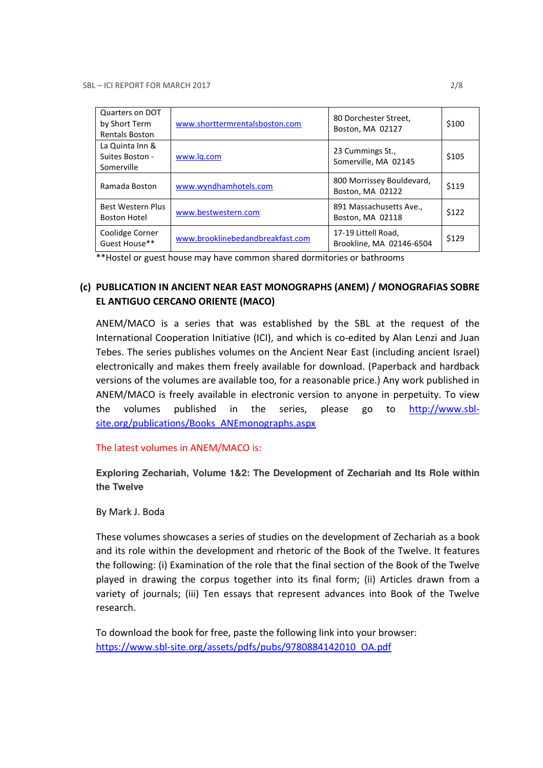| Quarters on DOT by Short Term Rentals Boston | [www.shorttermrentalsboston.com](http://www.shorttermrentalsboston.com) | 80 Dorchester Street, Boston, MA 02127 | $100 |
|---|---|---|---|
| La Quinta Inn & Suites Boston - Somerville | [www.lq.com](http://www.lq.com) | 23 Cummings St., Somerville, MA 02145 | $105 |
| Ramada Boston | [www.wyndhamhotels.com](http://www.wyndhamhotels.com) | 800 Morrissey Bouldevard, Boston, MA 02122 | $119 |
| Best Western Plus Boston Hotel | [www.bestwestern.com](http://www.bestwestern.com) | 891 Massachusetts Ave., Boston, MA 02118 | $122 |
| Coolidge Corner Guest House** | [www.brooklinebedandbreakfast.com](http://www.brooklinebedandbreakfast.com) | 17-19 Littell Road, Brookline, MA 02146-6504 | $129 |

**Hostel or guest house may have common shared dormitories or bathrooms

## (c) PUBLICATION IN ANCIENT NEAR EAST MONOGRAPHS (ANEM) / MONOGRAFIAS SOBRE EL ANTIGUO CERCANO ORIENTE (MACO)

ANEM/MACO is a series that was established by the SBL at the request of the International Cooperation Initiative (ICI), and which is co-edited by Alan Lenzi and Juan Tebes. The series publishes volumes on the Ancient Near East (including ancient Israel) electronically and makes them freely available for download. (Paperback and hardback versions of the volumes are available too, for a reasonable price.) Any work published in ANEM/MACO is freely available in electronic version to anyone in perpetuity. To view the volumes published in the series, please go to [http://www.sbl-site.org/publications/Books_ANEmonographs.aspx](http://www.sbl-site.org/publications/Books_ANEmonographs.aspx)

The latest volumes in ANEM/MACO is:

**Exploring Zechariah, Volume 1&2: The Development of Zechariah and Its Role within the Twelve**

By Mark J. Boda

These volumes showcases a series of studies on the development of Zechariah as a book and its role within the development and rhetoric of the Book of the Twelve. It features the following: (i) Examination of the role that the final section of the Book of the Twelve played in drawing the corpus together into its final form; (ii) Articles drawn from a variety of journals; (iii) Ten essays that represent advances into Book of the Twelve research.

To download the book for free, paste the following link into your browser: [https://www.sbl-site.org/assets/pdfs/pubs/9780884142010_OA.pdf](https://www.sbl-site.org/assets/pdfs/pubs/9780884142010_OA.pdf)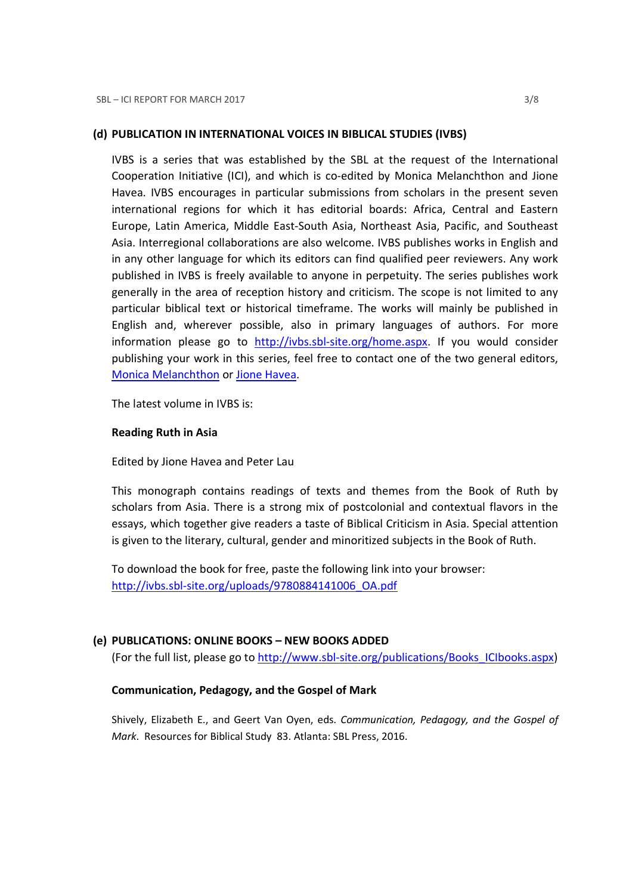### (d) PUBLICATION IN INTERNATIONAL VOICES IN BIBLICAL STUDIES (IVBS)

IVBS is a series that was established by the SBL at the request of the International Cooperation Initiative (ICI), and which is co-edited by Monica Melanchthon and Jione Havea. IVBS encourages in particular submissions from scholars in the present seven international regions for which it has editorial boards: Africa, Central and Eastern Europe, Latin America, Middle East-South Asia, Northeast Asia, Pacific, and Southeast Asia. Interregional collaborations are also welcome. IVBS publishes works in English and in any other language for which its editors can find qualified peer reviewers. Any work published in IVBS is freely available to anyone in perpetuity. The series publishes work generally in the area of reception history and criticism. The scope is not limited to any particular biblical text or historical timeframe. The works will mainly be published in English and, wherever possible, also in primary languages of authors. For more information please go to [http://ivbs.sbl-site.org/home.aspx](http://ivbs.sbl-site.org/home.aspx). If you would consider publishing your work in this series, feel free to contact one of the two general editors, Monica Melanchthon or Jione Havea.

The latest volume in IVBS is:

**Reading Ruth in Asia**

Edited by Jione Havea and Peter Lau

This monograph contains readings of texts and themes from the Book of Ruth by scholars from Asia. There is a strong mix of postcolonial and contextual flavors in the essays, which together give readers a taste of Biblical Criticism in Asia. Special attention is given to the literary, cultural, gender and minoritized subjects in the Book of Ruth.

To download the book for free, paste the following link into your browser:
[http://ivbs.sbl-site.org/uploads/9780884141006_OA.pdf](http://ivbs.sbl-site.org/uploads/9780884141006_OA.pdf)

### (e) PUBLICATIONS: ONLINE BOOKS – NEW BOOKS ADDED

(For the full list, please go to [http://www.sbl-site.org/publications/Books_ICIbooks.aspx](http://www.sbl-site.org/publications/Books_ICIbooks.aspx))

**Communication, Pedagogy, and the Gospel of Mark**

Shively, Elizabeth E., and Geert Van Oyen, eds. *Communication, Pedagogy, and the Gospel of Mark*. Resources for Biblical Study 83. Atlanta: SBL Press, 2016.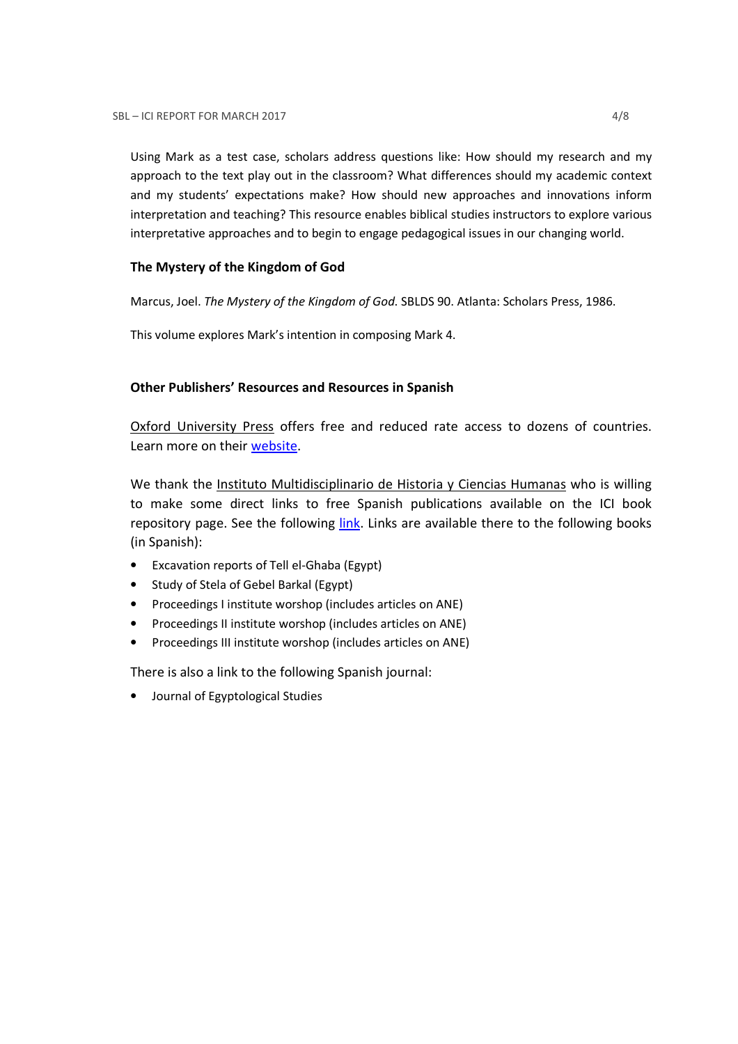Using Mark as a test case, scholars address questions like: How should my research and my approach to the text play out in the classroom? What differences should my academic context and my students' expectations make? How should new approaches and innovations inform interpretation and teaching? This resource enables biblical studies instructors to explore various interpretative approaches and to begin to engage pedagogical issues in our changing world.

### The Mystery of the Kingdom of God

Marcus, Joel. *The Mystery of the Kingdom of God*. SBLDS 90. Atlanta: Scholars Press, 1986.

This volume explores Mark's intention in composing Mark 4.

### Other Publishers' Resources and Resources in Spanish

Oxford University Press offers free and reduced rate access to dozens of countries. Learn more on their website.

We thank the Instituto Multidisciplinario de Historia y Ciencias Humanas who is willing to make some direct links to free Spanish publications available on the ICI book repository page. See the following link. Links are available there to the following books (in Spanish):

- Excavation reports of Tell el-Ghaba (Egypt)
- Study of Stela of Gebel Barkal (Egypt)
- Proceedings I institute worshop (includes articles on ANE)
- Proceedings II institute worshop (includes articles on ANE)
- Proceedings III institute worshop (includes articles on ANE)

There is also a link to the following Spanish journal:

- Journal of Egyptological Studies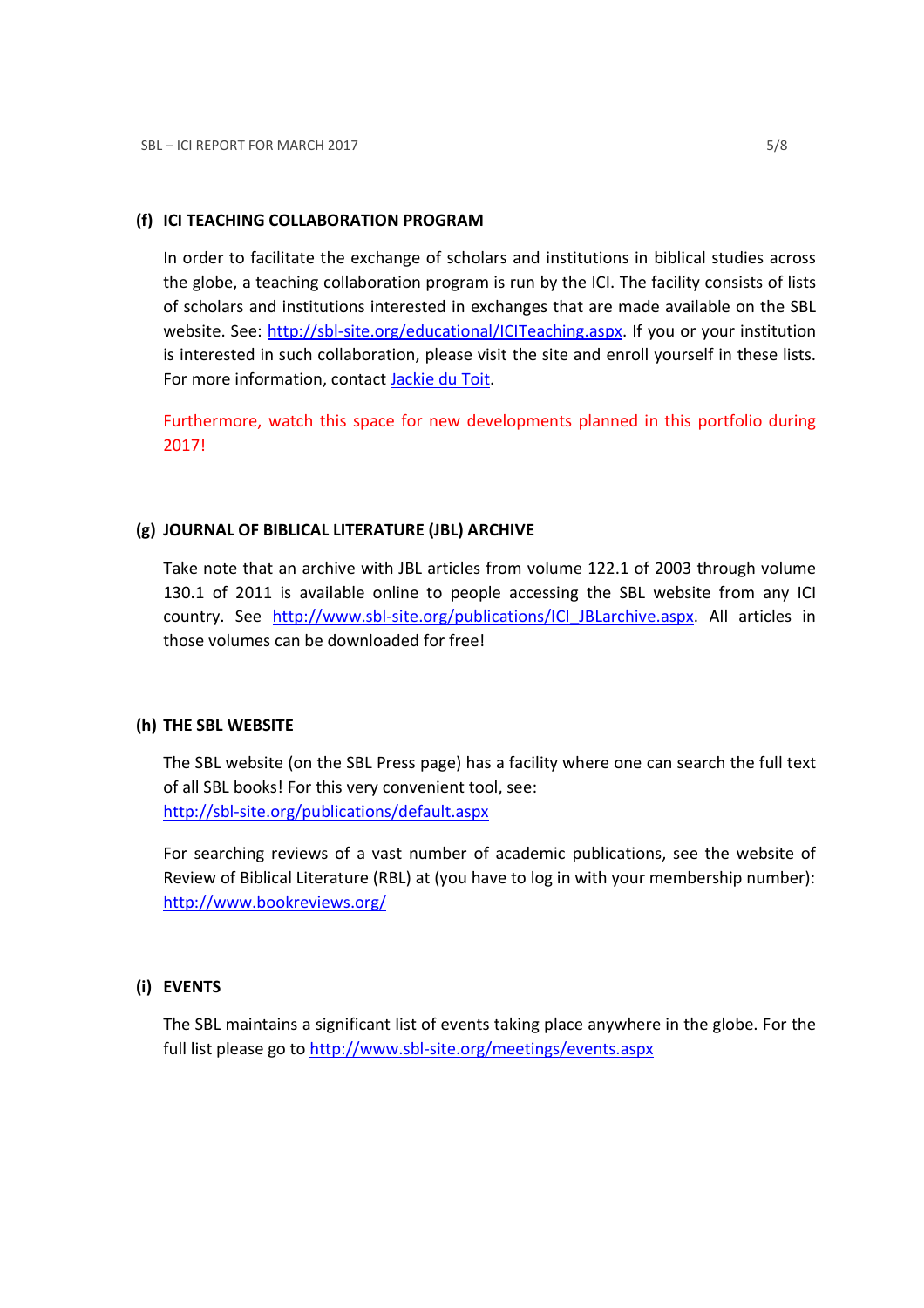### (f) ICI TEACHING COLLABORATION PROGRAM

In order to facilitate the exchange of scholars and institutions in biblical studies across the globe, a teaching collaboration program is run by the ICI. The facility consists of lists of scholars and institutions interested in exchanges that are made available on the SBL website. See: http://sbl-site.org/educational/ICITeaching.aspx. If you or your institution is interested in such collaboration, please visit the site and enroll yourself in these lists. For more information, contact Jackie du Toit.

Furthermore, watch this space for new developments planned in this portfolio during 2017!

### (g) JOURNAL OF BIBLICAL LITERATURE (JBL) ARCHIVE

Take note that an archive with JBL articles from volume 122.1 of 2003 through volume 130.1 of 2011 is available online to people accessing the SBL website from any ICI country. See http://www.sbl-site.org/publications/ICI_JBLarchive.aspx. All articles in those volumes can be downloaded for free!

### (h) THE SBL WEBSITE

The SBL website (on the SBL Press page) has a facility where one can search the full text of all SBL books! For this very convenient tool, see: http://sbl-site.org/publications/default.aspx

For searching reviews of a vast number of academic publications, see the website of Review of Biblical Literature (RBL) at (you have to log in with your membership number): http://www.bookreviews.org/

### (i) EVENTS

The SBL maintains a significant list of events taking place anywhere in the globe. For the full list please go to http://www.sbl-site.org/meetings/events.aspx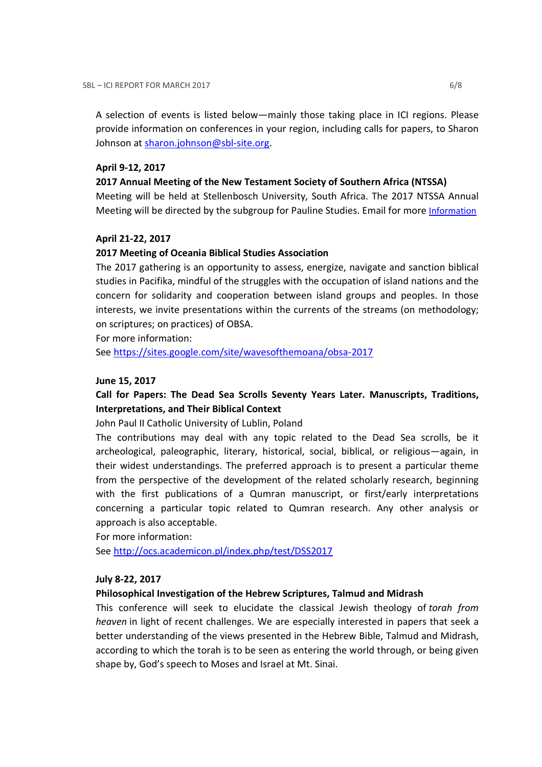A selection of events is listed below—mainly those taking place in ICI regions. Please provide information on conferences in your region, including calls for papers, to Sharon Johnson at sharon.johnson@sbl-site.org.

**April 9-12, 2017**

**2017 Annual Meeting of the New Testament Society of Southern Africa (NTSSA)**

Meeting will be held at Stellenbosch University, South Africa. The 2017 NTSSA Annual Meeting will be directed by the subgroup for Pauline Studies. Email for more Information

**April 21-22, 2017**

**2017 Meeting of Oceania Biblical Studies Association**

The 2017 gathering is an opportunity to assess, energize, navigate and sanction biblical studies in Pacifika, mindful of the struggles with the occupation of island nations and the concern for solidarity and cooperation between island groups and peoples. In those interests, we invite presentations within the currents of the streams (on methodology; on scriptures; on practices) of OBSA.

For more information:

See https://sites.google.com/site/wavesofthemoana/obsa-2017

**June 15, 2017**

**Call for Papers: The Dead Sea Scrolls Seventy Years Later. Manuscripts, Traditions, Interpretations, and Their Biblical Context**

John Paul II Catholic University of Lublin, Poland

The contributions may deal with any topic related to the Dead Sea scrolls, be it archeological, paleographic, literary, historical, social, biblical, or religious—again, in their widest understandings. The preferred approach is to present a particular theme from the perspective of the development of the related scholarly research, beginning with the first publications of a Qumran manuscript, or first/early interpretations concerning a particular topic related to Qumran research. Any other analysis or approach is also acceptable.

For more information:

See http://ocs.academicon.pl/index.php/test/DSS2017

**July 8-22, 2017**

**Philosophical Investigation of the Hebrew Scriptures, Talmud and Midrash**

This conference will seek to elucidate the classical Jewish theology of *torah from heaven* in light of recent challenges. We are especially interested in papers that seek a better understanding of the views presented in the Hebrew Bible, Talmud and Midrash, according to which the torah is to be seen as entering the world through, or being given shape by, God's speech to Moses and Israel at Mt. Sinai.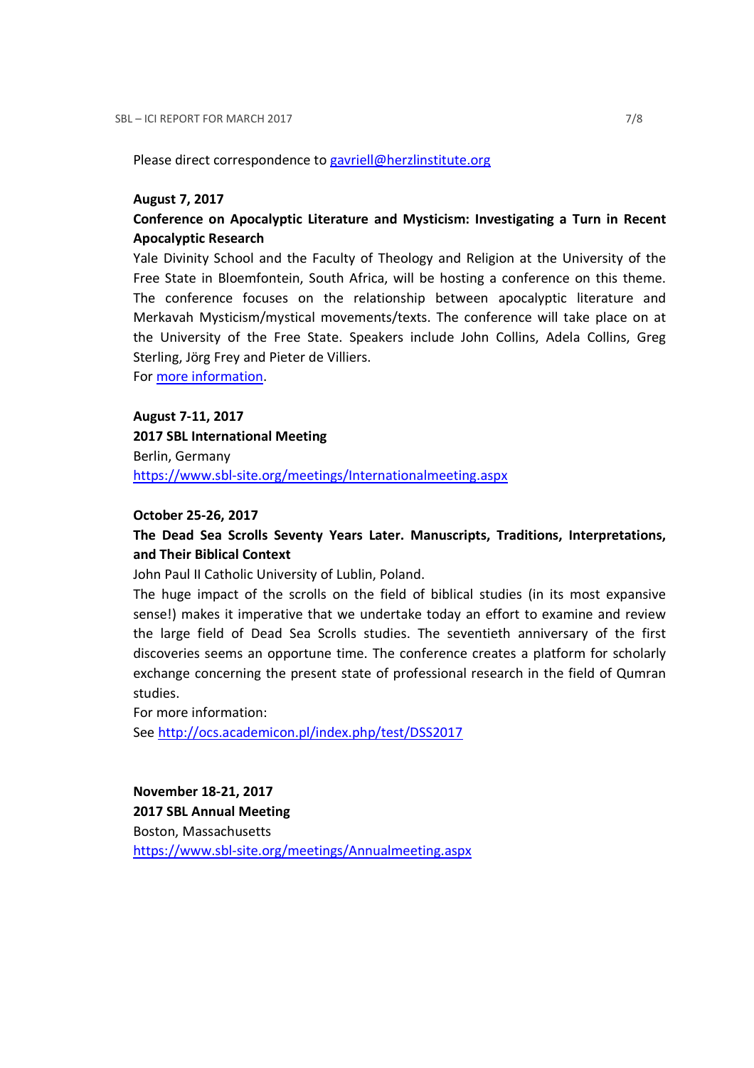Please direct correspondence to [gavriell@herzlinstitute.org](mailto:gavriell@herzlinstitute.org)

**August 7, 2017**

**Conference on Apocalyptic Literature and Mysticism: Investigating a Turn in Recent Apocalyptic Research**

Yale Divinity School and the Faculty of Theology and Religion at the University of the Free State in Bloemfontein, South Africa, will be hosting a conference on this theme. The conference focuses on the relationship between apocalyptic literature and Merkavah Mysticism/mystical movements/texts. The conference will take place on at the University of the Free State. Speakers include John Collins, Adela Collins, Greg Sterling, Jörg Frey and Pieter de Villiers.
For more information.

**August 7-11, 2017**

**2017 SBL International Meeting**

Berlin, Germany
https://www.sbl-site.org/meetings/Internationalmeeting.aspx

**October 25-26, 2017**

**The Dead Sea Scrolls Seventy Years Later. Manuscripts, Traditions, Interpretations, and Their Biblical Context**

John Paul II Catholic University of Lublin, Poland.
The huge impact of the scrolls on the field of biblical studies (in its most expansive sense!) makes it imperative that we undertake today an effort to examine and review the large field of Dead Sea Scrolls studies. The seventieth anniversary of the first discoveries seems an opportune time. The conference creates a platform for scholarly exchange concerning the present state of professional research in the field of Qumran studies.
For more information:
See http://ocs.academicon.pl/index.php/test/DSS2017

**November 18-21, 2017**

**2017 SBL Annual Meeting**

Boston, Massachusetts
https://www.sbl-site.org/meetings/Annualmeeting.aspx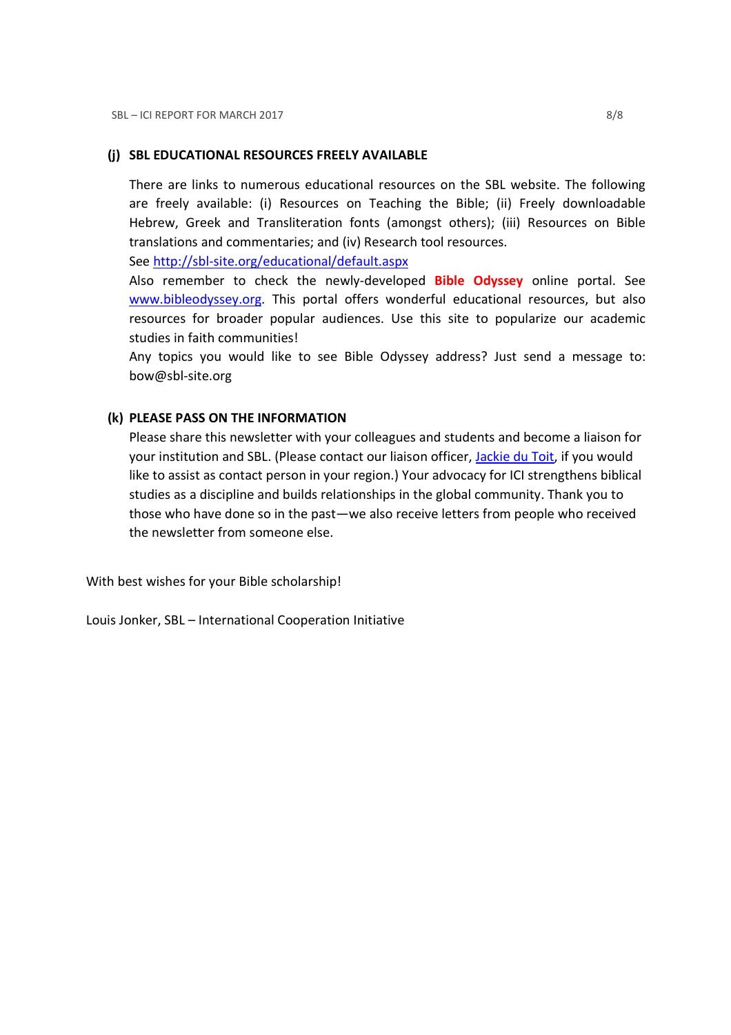### (j) SBL EDUCATIONAL RESOURCES FREELY AVAILABLE

There are links to numerous educational resources on the SBL website. The following are freely available: (i) Resources on Teaching the Bible; (ii) Freely downloadable Hebrew, Greek and Transliteration fonts (amongst others); (iii) Resources on Bible translations and commentaries; and (iv) Research tool resources.

See [http://sbl-site.org/educational/default.aspx](http://sbl-site.org/educational/default.aspx)

Also remember to check the newly-developed **Bible Odyssey** online portal. See [www.bibleodyssey.org](http://www.bibleodyssey.org). This portal offers wonderful educational resources, but also resources for broader popular audiences. Use this site to popularize our academic studies in faith communities!

Any topics you would like to see Bible Odyssey address? Just send a message to: bow@sbl-site.org

### (k) PLEASE PASS ON THE INFORMATION

Please share this newsletter with your colleagues and students and become a liaison for your institution and SBL. (Please contact our liaison officer, Jackie du Toit, if you would like to assist as contact person in your region.) Your advocacy for ICI strengthens biblical studies as a discipline and builds relationships in the global community. Thank you to those who have done so in the past—we also receive letters from people who received the newsletter from someone else.

With best wishes for your Bible scholarship!

Louis Jonker, SBL – International Cooperation Initiative